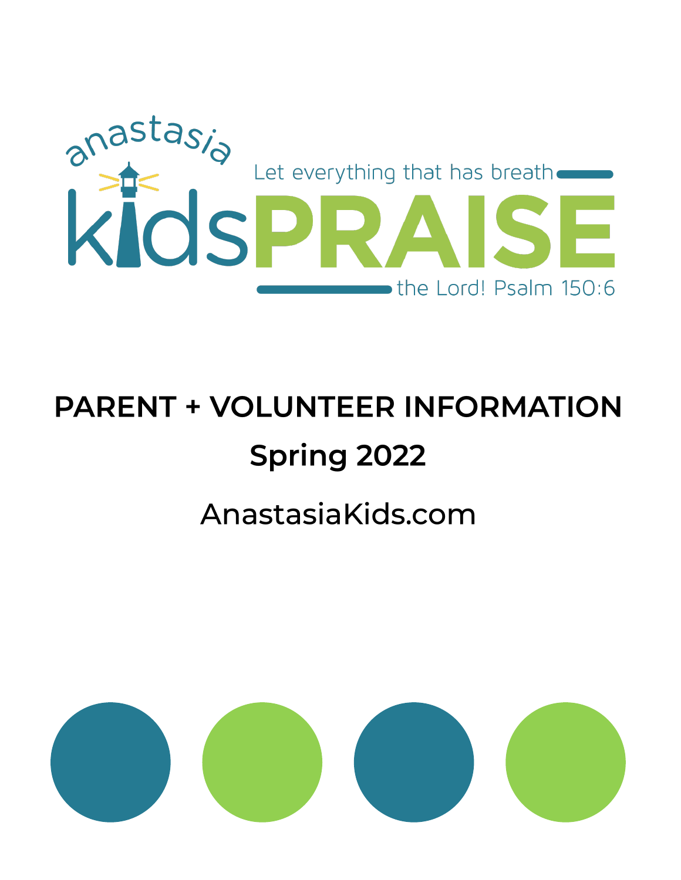anastasia kidsPRAISE

Let everything that has breath PRAISE the Lord! Psalm 150:6

# PARENT + VOLUNTEER INFORMATION

## Spring 2022

AnastasiaKids.com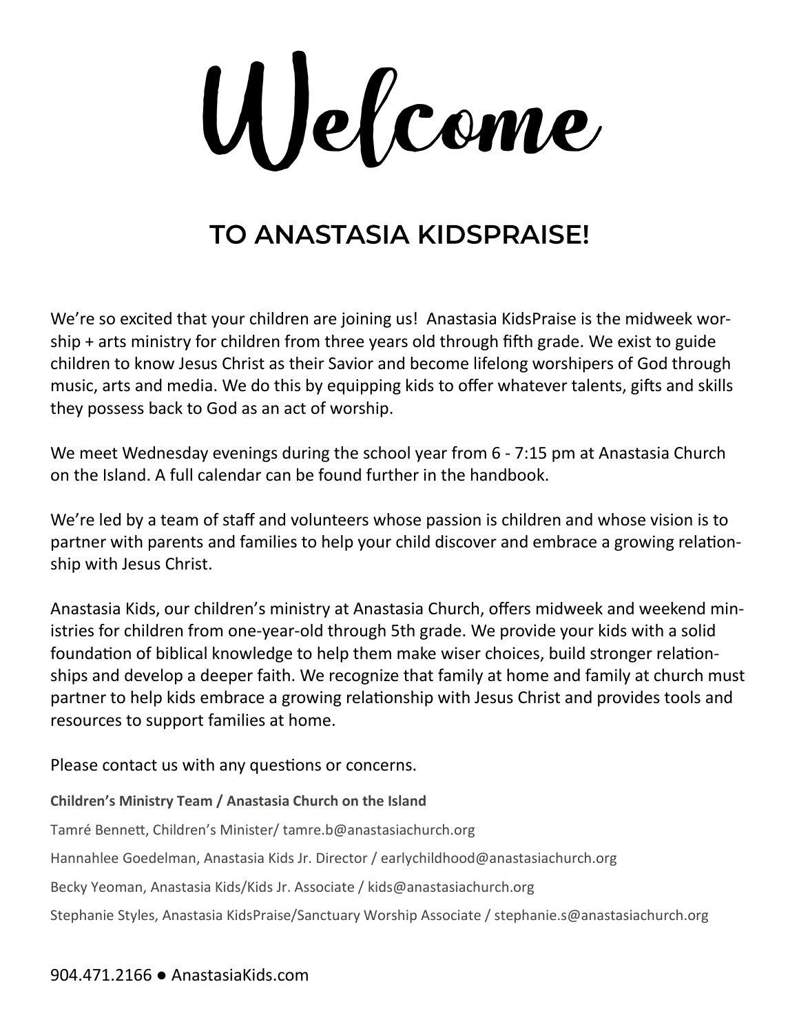# Welcome

## TO ANASTASIA KIDSPRAISE!

We're so excited that your children are joining us! Anastasia KidsPraise is the midweek worship + arts ministry for children from three years old through fifth grade. We exist to guide children to know Jesus Christ as their Savior and become lifelong worshipers of God through music, arts and media. We do this by equipping kids to offer whatever talents, gifts and skills they possess back to God as an act of worship.

We meet Wednesday evenings during the school year from 6 - 7:15 pm at Anastasia Church on the Island. A full calendar can be found further in the handbook.

We're led by a team of staff and volunteers whose passion is children and whose vision is to partner with parents and families to help your child discover and embrace a growing relationship with Jesus Christ.

Anastasia Kids, our children's ministry at Anastasia Church, offers midweek and weekend ministries for children from one-year-old through 5th grade. We provide your kids with a solid foundation of biblical knowledge to help them make wiser choices, build stronger relationships and develop a deeper faith. We recognize that family at home and family at church must partner to help kids embrace a growing relationship with Jesus Christ and provides tools and resources to support families at home.

Please contact us with any questions or concerns.

**Children's Ministry Team / Anastasia Church on the Island**

Tamré Bennett, Children's Minister/ tamre.b@anastasiachurch.org

Hannahlee Goedelman, Anastasia Kids Jr. Director / earlychildhood@anastasiachurch.org

Becky Yeoman, Anastasia Kids/Kids Jr. Associate / kids@anastasiachurch.org

Stephanie Styles, Anastasia KidsPraise/Sanctuary Worship Associate / stephanie.s@anastasiachurch.org

904.471.2166 ● AnastasiaKids.com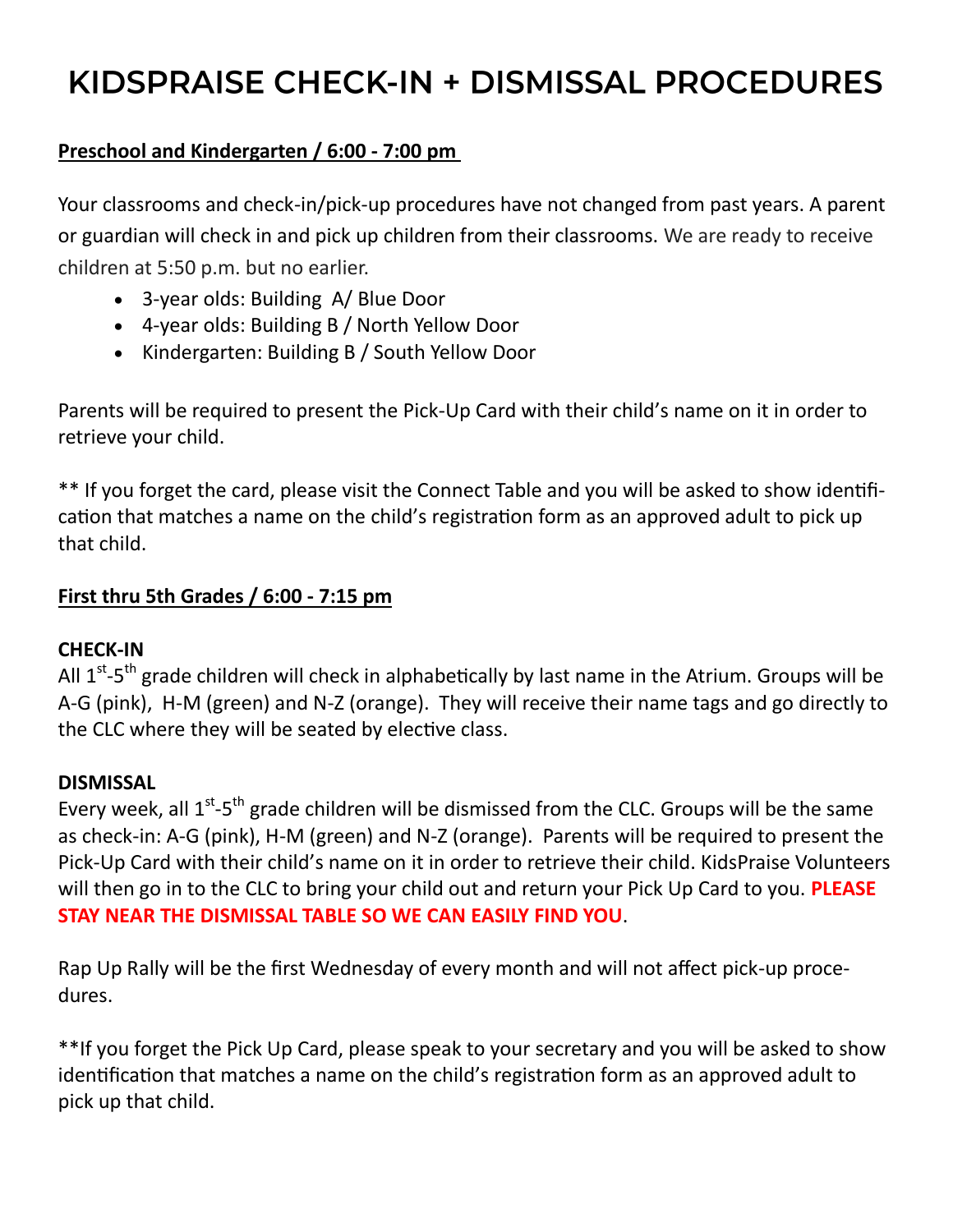# KIDSPRAISE CHECK-IN + DISMISSAL PROCEDURES

**Preschool and Kindergarten / 6:00 - 7:00 pm**

Your classrooms and check-in/pick-up procedures have not changed from past years. A parent or guardian will check in and pick up children from their classrooms. We are ready to receive children at 5:50 p.m. but no earlier.

- 3-year olds: Building A/ Blue Door
- 4-year olds: Building B / North Yellow Door
- Kindergarten: Building B / South Yellow Door

Parents will be required to present the Pick-Up Card with their child's name on it in order to retrieve your child.

** If you forget the card, please visit the Connect Table and you will be asked to show identification that matches a name on the child's registration form as an approved adult to pick up that child.

**First thru 5th Grades / 6:00 - 7:15 pm**

**CHECK-IN**

All 1st-5th grade children will check in alphabetically by last name in the Atrium. Groups will be A-G (pink), H-M (green) and N-Z (orange). They will receive their name tags and go directly to the CLC where they will be seated by elective class.

**DISMISSAL**

Every week, all 1st-5th grade children will be dismissed from the CLC. Groups will be the same as check-in: A-G (pink), H-M (green) and N-Z (orange). Parents will be required to present the Pick-Up Card with their child's name on it in order to retrieve their child. KidsPraise Volunteers will then go in to the CLC to bring your child out and return your Pick Up Card to you. **PLEASE STAY NEAR THE DISMISSAL TABLE SO WE CAN EASILY FIND YOU**.

Rap Up Rally will be the first Wednesday of every month and will not affect pick-up procedures.

**If you forget the Pick Up Card, please speak to your secretary and you will be asked to show identification that matches a name on the child's registration form as an approved adult to pick up that child.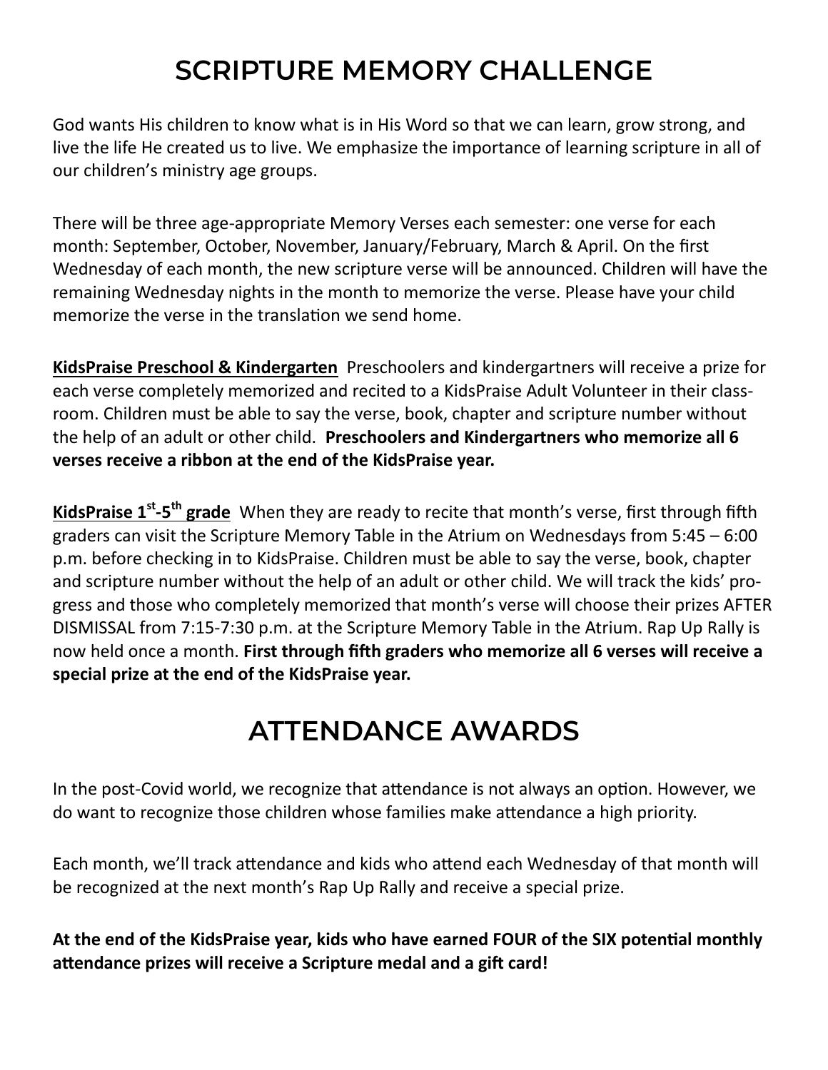# SCRIPTURE MEMORY CHALLENGE

God wants His children to know what is in His Word so that we can learn, grow strong, and live the life He created us to live. We emphasize the importance of learning scripture in all of our children's ministry age groups.

There will be three age-appropriate Memory Verses each semester: one verse for each month: September, October, November, January/February, March & April. On the first Wednesday of each month, the new scripture verse will be announced. Children will have the remaining Wednesday nights in the month to memorize the verse. Please have your child memorize the verse in the translation we send home.

**KidsPraise Preschool & Kindergarten** Preschoolers and kindergartners will receive a prize for each verse completely memorized and recited to a KidsPraise Adult Volunteer in their classroom. Children must be able to say the verse, book, chapter and scripture number without the help of an adult or other child. **Preschoolers and Kindergartners who memorize all 6 verses receive a ribbon at the end of the KidsPraise year.**

**KidsPraise 1st-5th grade** When they are ready to recite that month's verse, first through fifth graders can visit the Scripture Memory Table in the Atrium on Wednesdays from 5:45 – 6:00 p.m. before checking in to KidsPraise. Children must be able to say the verse, book, chapter and scripture number without the help of an adult or other child. We will track the kids' progress and those who completely memorized that month's verse will choose their prizes AFTER DISMISSAL from 7:15-7:30 p.m. at the Scripture Memory Table in the Atrium. Rap Up Rally is now held once a month. **First through fifth graders who memorize all 6 verses will receive a special prize at the end of the KidsPraise year.**

# ATTENDANCE AWARDS

In the post-Covid world, we recognize that attendance is not always an option. However, we do want to recognize those children whose families make attendance a high priority.

Each month, we'll track attendance and kids who attend each Wednesday of that month will be recognized at the next month's Rap Up Rally and receive a special prize.

**At the end of the KidsPraise year, kids who have earned FOUR of the SIX potential monthly attendance prizes will receive a Scripture medal and a gift card!**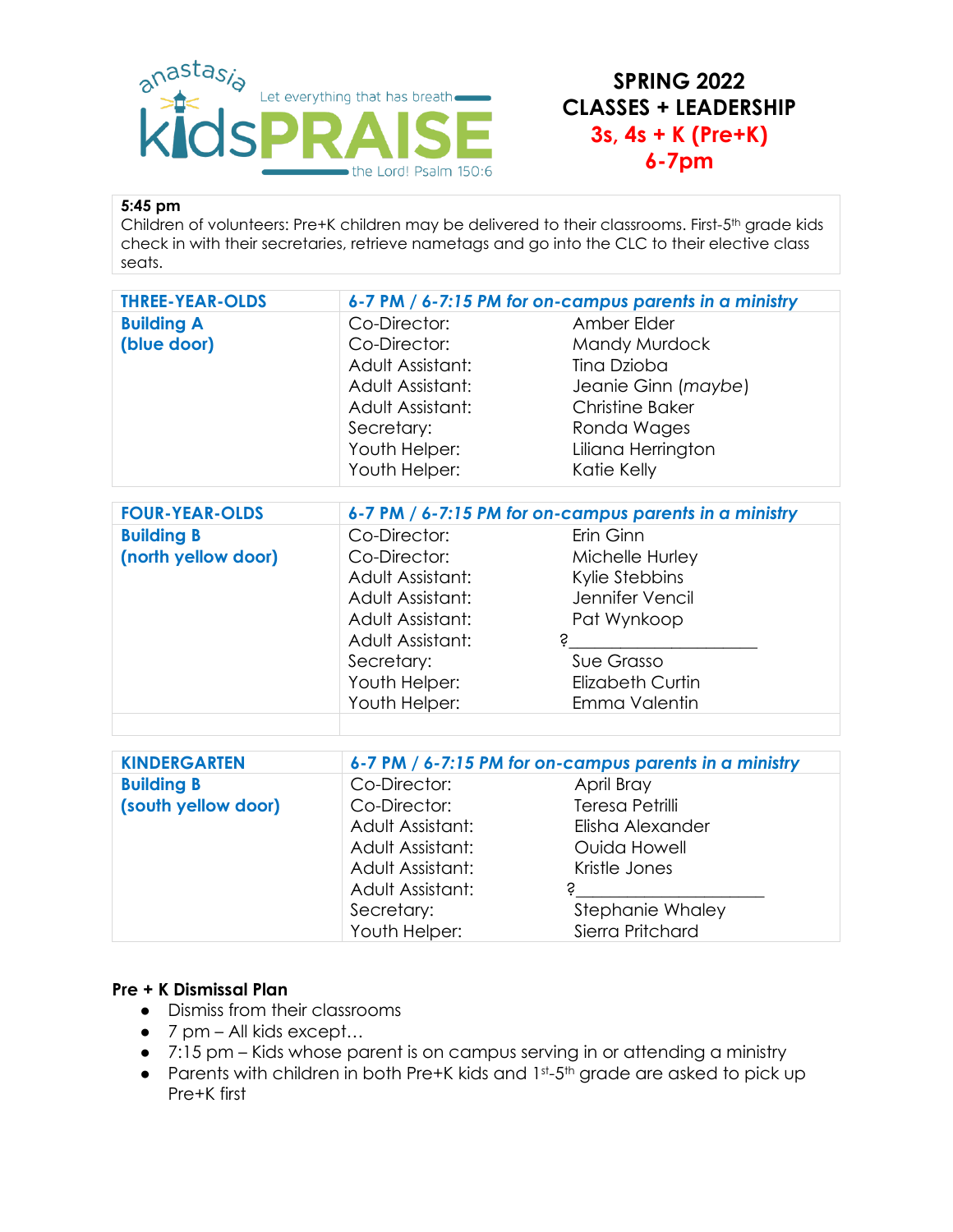anastasia kidsPRAISE — Let everything that has breath praise the Lord! Psalm 150:6

# SPRING 2022 CLASSES + LEADERSHIP

## 3s, 4s + K (Pre+K)

## 6-7pm

**5:45 pm**
Children of volunteers: Pre+K children may be delivered to their classrooms. First-5th grade kids check in with their secretaries, retrieve nametags and go into the CLC to their elective class seats.

| **THREE-YEAR-OLDS** | ***6-7 PM / 6-7:15 PM for on-campus parents in a ministry*** | |
|---|---|---|
| **Building A (blue door)** | Co-Director: | Amber Elder |
| | Co-Director: | Mandy Murdock |
| | Adult Assistant: | Tina Dzioba |
| | Adult Assistant: | Jeanie Ginn (*maybe*) |
| | Adult Assistant: | Christine Baker |
| | Secretary: | Ronda Wages |
| | Youth Helper: | Liliana Herrington |
| | Youth Helper: | Katie Kelly |

| **FOUR-YEAR-OLDS** | ***6-7 PM / 6-7:15 PM for on-campus parents in a ministry*** | |
|---|---|---|
| **Building B (north yellow door)** | Co-Director: | Erin Ginn |
| | Co-Director: | Michelle Hurley |
| | Adult Assistant: | Kylie Stebbins |
| | Adult Assistant: | Jennifer Vencil |
| | Adult Assistant: | Pat Wynkoop |
| | Adult Assistant: | ?____________________ |
| | Secretary: | Sue Grasso |
| | Youth Helper: | Elizabeth Curtin |
| | Youth Helper: | Emma Valentin |

| **KINDERGARTEN** | ***6-7 PM / 6-7:15 PM for on-campus parents in a ministry*** | |
|---|---|---|
| **Building B (south yellow door)** | Co-Director: | April Bray |
| | Co-Director: | Teresa Petrilli |
| | Adult Assistant: | Elisha Alexander |
| | Adult Assistant: | Ouida Howell |
| | Adult Assistant: | Kristle Jones |
| | Adult Assistant: | ?____________________ |
| | Secretary: | Stephanie Whaley |
| | Youth Helper: | Sierra Pritchard |

**Pre + K Dismissal Plan**

- Dismiss from their classrooms
- 7 pm – All kids except…
- 7:15 pm – Kids whose parent is on campus serving in or attending a ministry
- Parents with children in both Pre+K kids and 1st-5th grade are asked to pick up Pre+K first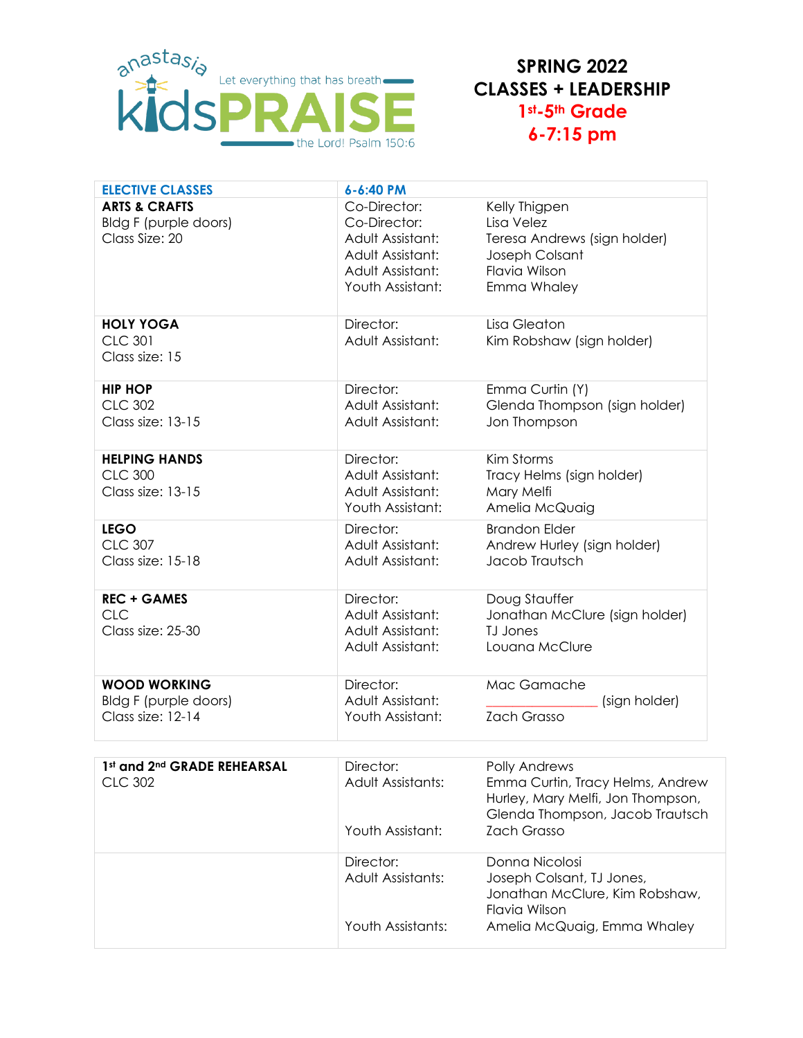anastasia kidsPRAISE — Let everything that has breath praise the Lord! Psalm 150:6

# SPRING 2022
# CLASSES + LEADERSHIP
## 1st-5th Grade
## 6-7:15 pm

| ELECTIVE CLASSES | 6-6:40 PM | |
|---|---|---|
| **ARTS & CRAFTS**<br>Bldg F (purple doors)<br>Class Size: 20 | Co-Director:<br>Co-Director:<br>Adult Assistant:<br>Adult Assistant:<br>Adult Assistant:<br>Youth Assistant: | Kelly Thigpen<br>Lisa Velez<br>Teresa Andrews (sign holder)<br>Joseph Colsant<br>Flavia Wilson<br>Emma Whaley |
| **HOLY YOGA**<br>CLC 301<br>Class size: 15 | Director:<br>Adult Assistant: | Lisa Gleaton<br>Kim Robshaw (sign holder) |
| **HIP HOP**<br>CLC 302<br>Class size: 13-15 | Director:<br>Adult Assistant:<br>Adult Assistant: | Emma Curtin (Y)<br>Glenda Thompson (sign holder)<br>Jon Thompson |
| **HELPING HANDS**<br>CLC 300<br>Class size: 13-15 | Director:<br>Adult Assistant:<br>Adult Assistant:<br>Youth Assistant: | Kim Storms<br>Tracy Helms (sign holder)<br>Mary Melfi<br>Amelia McQuaig |
| **LEGO**<br>CLC 307<br>Class size: 15-18 | Director:<br>Adult Assistant:<br>Adult Assistant: | Brandon Elder<br>Andrew Hurley (sign holder)<br>Jacob Trautsch |
| **REC + GAMES**<br>CLC<br>Class size: 25-30 | Director:<br>Adult Assistant:<br>Adult Assistant:<br>Adult Assistant: | Doug Stauffer<br>Jonathan McClure (sign holder)<br>TJ Jones<br>Louana McClure |
| **WOOD WORKING**<br>Bldg F (purple doors)<br>Class size: 12-14 | Director:<br>Adult Assistant:<br>Youth Assistant: | Mac Gamache<br>______________ (sign holder)<br>Zach Grasso |

| | | |
|---|---|---|
| **1st and 2nd GRADE REHEARSAL**<br>CLC 302 | Director:<br>Adult Assistants:<br><br>Youth Assistant: | Polly Andrews<br>Emma Curtin, Tracy Helms, Andrew Hurley, Mary Melfi, Jon Thompson, Glenda Thompson, Jacob Trautsch<br>Zach Grasso |
| | Director:<br>Adult Assistants:<br><br>Youth Assistants: | Donna Nicolosi<br>Joseph Colsant, TJ Jones, Jonathan McClure, Kim Robshaw, Flavia Wilson<br>Amelia McQuaig, Emma Whaley |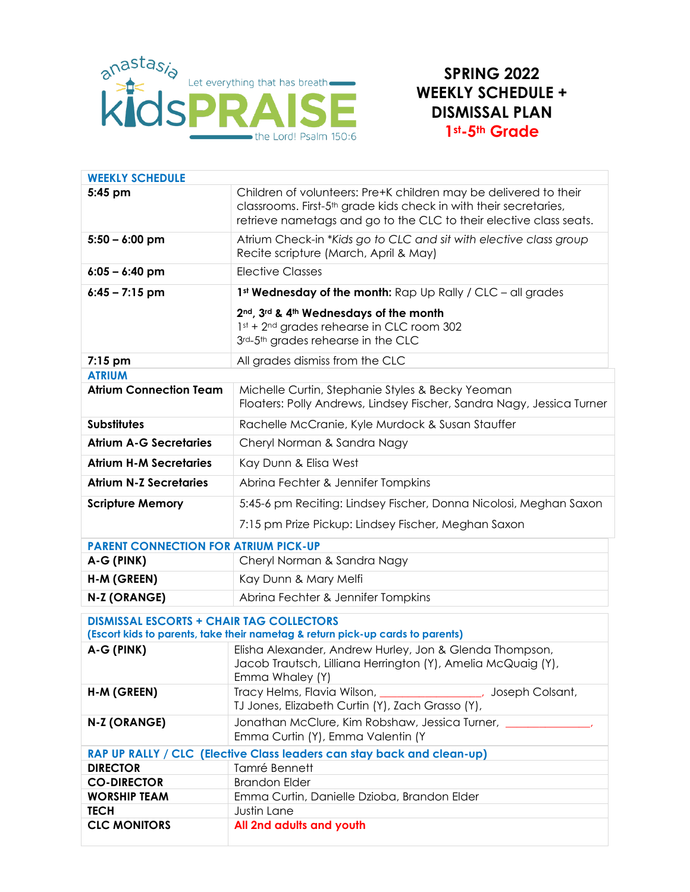anastasia kidsPRAISE — Let everything that has breath praise the Lord! Psalm 150:6

# SPRING 2022 WEEKLY SCHEDULE + DISMISSAL PLAN
## 1st-5th Grade

| WEEKLY SCHEDULE | |
|---|---|
| **5:45 pm** | Children of volunteers: Pre+K children may be delivered to their classrooms. First-5th grade kids check in with their secretaries, retrieve nametags and go to the CLC to their elective class seats. |
| **5:50 – 6:00 pm** | Atrium Check-in *\*Kids go to CLC and sit with elective class group* Recite scripture (March, April & May) |
| **6:05 – 6:40 pm** | Elective Classes |
| **6:45 – 7:15 pm** | **1st Wednesday of the month:** Rap Up Rally / CLC – all grades<br>**2nd, 3rd & 4th Wednesdays of the month**<br>1st + 2nd grades rehearse in CLC room 302<br>3rd-5th grades rehearse in the CLC |
| **7:15 pm** | All grades dismiss from the CLC |

| ATRIUM | |
|---|---|
| **Atrium Connection Team** | Michelle Curtin, Stephanie Styles & Becky Yeoman<br>Floaters: Polly Andrews, Lindsey Fischer, Sandra Nagy, Jessica Turner |
| **Substitutes** | Rachelle McCranie, Kyle Murdock & Susan Stauffer |
| **Atrium A-G Secretaries** | Cheryl Norman & Sandra Nagy |
| **Atrium H-M Secretaries** | Kay Dunn & Elisa West |
| **Atrium N-Z Secretaries** | Abrina Fechter & Jennifer Tompkins |
| **Scripture Memory** | 5:45-6 pm Reciting: Lindsey Fischer, Donna Nicolosi, Meghan Saxon<br>7:15 pm Prize Pickup: Lindsey Fischer, Meghan Saxon |

| PARENT CONNECTION FOR ATRIUM PICK-UP | |
|---|---|
| **A-G (PINK)** | Cheryl Norman & Sandra Nagy |
| **H-M (GREEN)** | Kay Dunn & Mary Melfi |
| **N-Z (ORANGE)** | Abrina Fechter & Jennifer Tompkins |

| DISMISSAL ESCORTS + CHAIR TAG COLLECTORS (Escort kids to parents, take their nametag & return pick-up cards to parents) | |
|---|---|
| **A-G (PINK)** | Elisha Alexander, Andrew Hurley, Jon & Glenda Thompson, Jacob Trautsch, Lilliana Herrington (Y), Amelia McQuaig (Y), Emma Whaley (Y) |
| **H-M (GREEN)** | Tracy Helms, Flavia Wilson, ________________, Joseph Colsant, TJ Jones, Elizabeth Curtin (Y), Zach Grasso (Y), |
| **N-Z (ORANGE)** | Jonathan McClure, Kim Robshaw, Jessica Turner, ______________, Emma Curtin (Y), Emma Valentin (Y |

| RAP UP RALLY / CLC (Elective Class leaders can stay back and clean-up) | |
|---|---|
| **DIRECTOR** | Tamré Bennett |
| **CO-DIRECTOR** | Brandon Elder |
| **WORSHIP TEAM** | Emma Curtin, Danielle Dzioba, Brandon Elder |
| **TECH** | Justin Lane |
| **CLC MONITORS** | **All 2nd adults and youth** |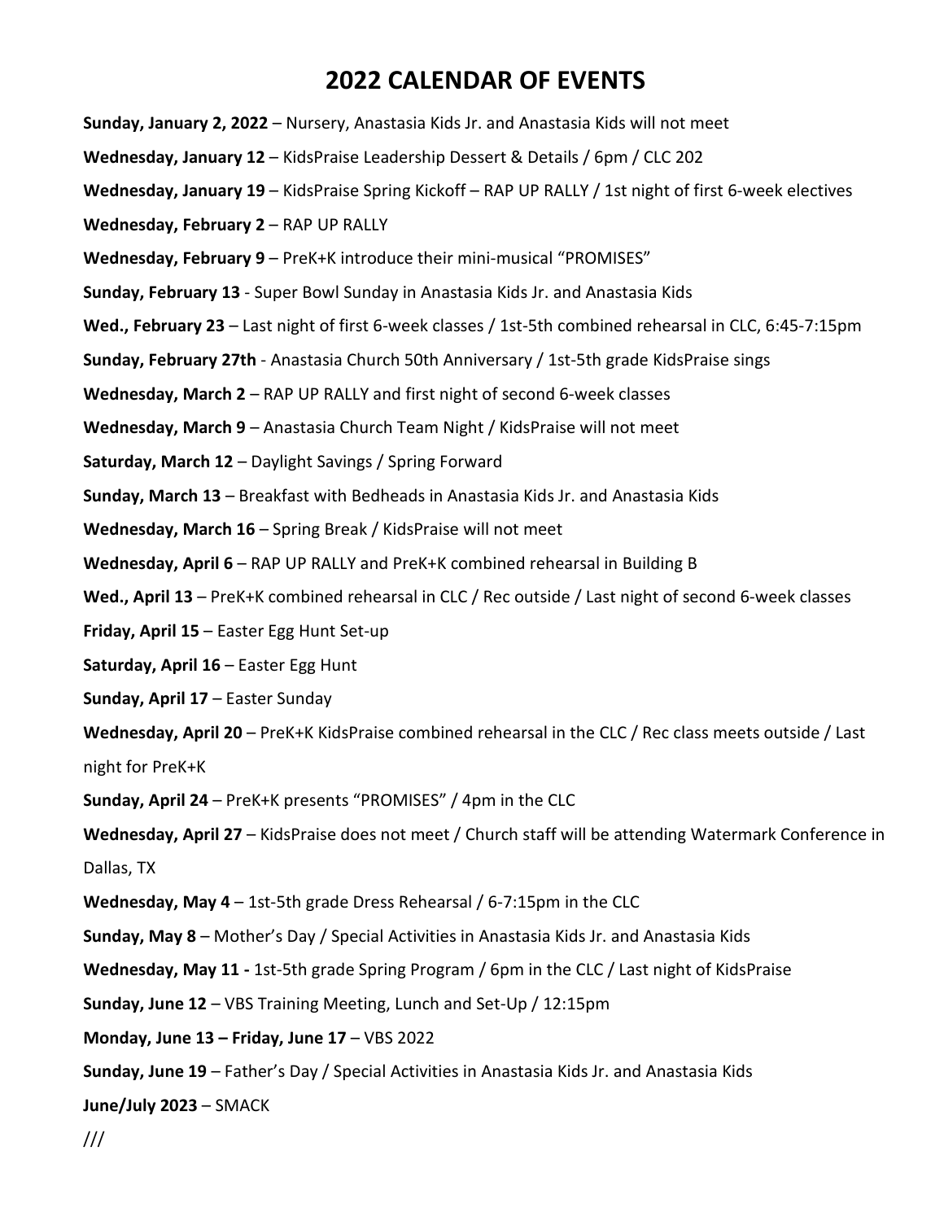# 2022 CALENDAR OF EVENTS

**Sunday, January 2, 2022** – Nursery, Anastasia Kids Jr. and Anastasia Kids will not meet

**Wednesday, January 12** – KidsPraise Leadership Dessert & Details / 6pm / CLC 202

**Wednesday, January 19** – KidsPraise Spring Kickoff – RAP UP RALLY / 1st night of first 6-week electives

**Wednesday, February 2** – RAP UP RALLY

**Wednesday, February 9** – PreK+K introduce their mini-musical "PROMISES"

**Sunday, February 13** - Super Bowl Sunday in Anastasia Kids Jr. and Anastasia Kids

**Wed., February 23** – Last night of first 6-week classes / 1st-5th combined rehearsal in CLC, 6:45-7:15pm

**Sunday, February 27th** - Anastasia Church 50th Anniversary / 1st-5th grade KidsPraise sings

**Wednesday, March 2** – RAP UP RALLY and first night of second 6-week classes

**Wednesday, March 9** – Anastasia Church Team Night / KidsPraise will not meet

**Saturday, March 12** – Daylight Savings / Spring Forward

**Sunday, March 13** – Breakfast with Bedheads in Anastasia Kids Jr. and Anastasia Kids

**Wednesday, March 16** – Spring Break / KidsPraise will not meet

**Wednesday, April 6** – RAP UP RALLY and PreK+K combined rehearsal in Building B

**Wed., April 13** – PreK+K combined rehearsal in CLC / Rec outside / Last night of second 6-week classes

**Friday, April 15** – Easter Egg Hunt Set-up

**Saturday, April 16** – Easter Egg Hunt

**Sunday, April 17** – Easter Sunday

**Wednesday, April 20** – PreK+K KidsPraise combined rehearsal in the CLC / Rec class meets outside / Last night for PreK+K

**Sunday, April 24** – PreK+K presents "PROMISES" / 4pm in the CLC

**Wednesday, April 27** – KidsPraise does not meet / Church staff will be attending Watermark Conference in Dallas, TX

**Wednesday, May 4** – 1st-5th grade Dress Rehearsal / 6-7:15pm in the CLC

**Sunday, May 8** – Mother's Day / Special Activities in Anastasia Kids Jr. and Anastasia Kids

**Wednesday, May 11 -** 1st-5th grade Spring Program / 6pm in the CLC / Last night of KidsPraise

**Sunday, June 12** – VBS Training Meeting, Lunch and Set-Up / 12:15pm

**Monday, June 13 – Friday, June 17** – VBS 2022

**Sunday, June 19** – Father's Day / Special Activities in Anastasia Kids Jr. and Anastasia Kids

**June/July 2023** – SMACK

///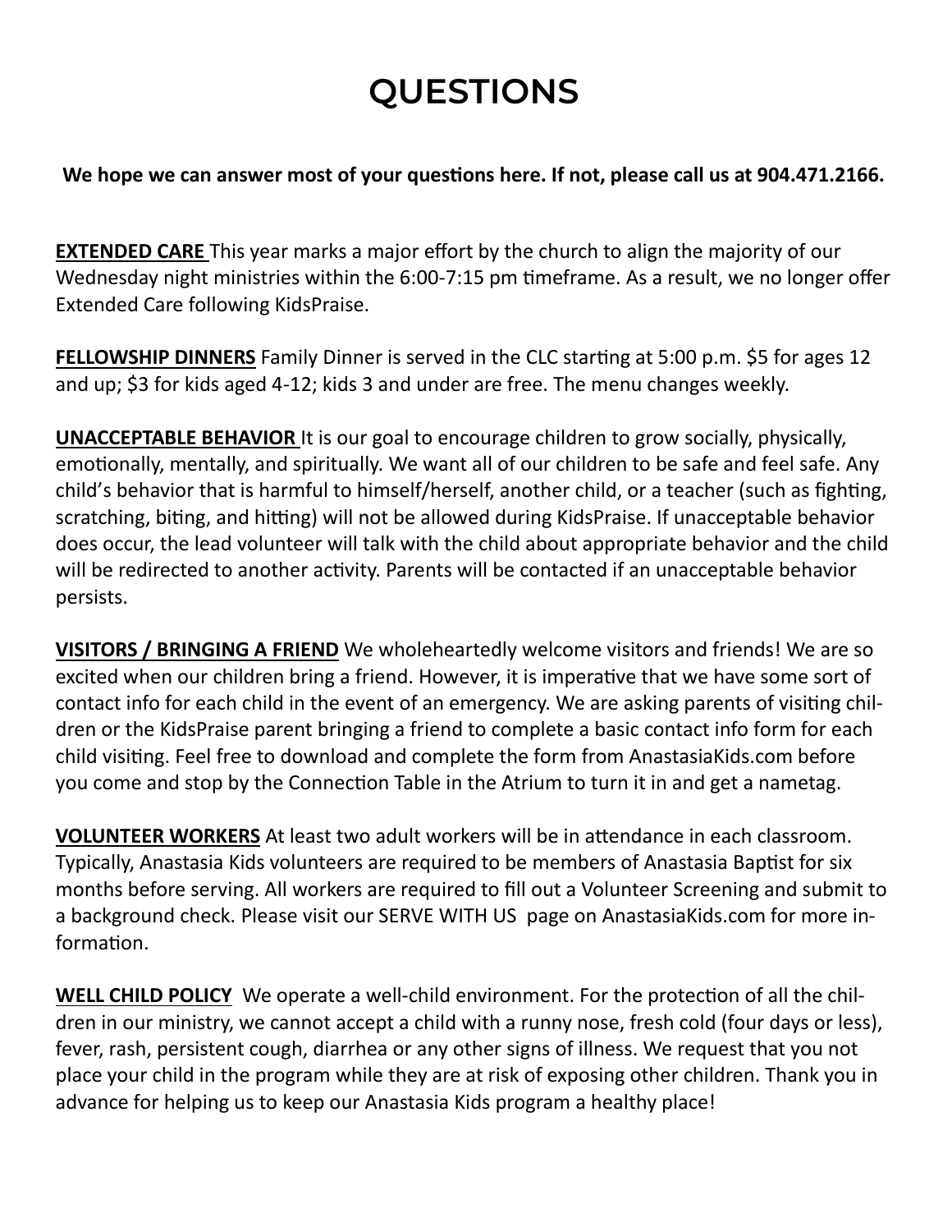# QUESTIONS

**We hope we can answer most of your questions here. If not, please call us at 904.471.2166.**

**EXTENDED CARE** This year marks a major effort by the church to align the majority of our Wednesday night ministries within the 6:00-7:15 pm timeframe. As a result, we no longer offer Extended Care following KidsPraise.

**FELLOWSHIP DINNERS** Family Dinner is served in the CLC starting at 5:00 p.m. $5 for ages 12 and up; $3 for kids aged 4-12; kids 3 and under are free. The menu changes weekly.

**UNACCEPTABLE BEHAVIOR** It is our goal to encourage children to grow socially, physically, emotionally, mentally, and spiritually. We want all of our children to be safe and feel safe. Any child's behavior that is harmful to himself/herself, another child, or a teacher (such as fighting, scratching, biting, and hitting) will not be allowed during KidsPraise. If unacceptable behavior does occur, the lead volunteer will talk with the child about appropriate behavior and the child will be redirected to another activity. Parents will be contacted if an unacceptable behavior persists.

**VISITORS / BRINGING A FRIEND** We wholeheartedly welcome visitors and friends! We are so excited when our children bring a friend. However, it is imperative that we have some sort of contact info for each child in the event of an emergency. We are asking parents of visiting children or the KidsPraise parent bringing a friend to complete a basic contact info form for each child visiting. Feel free to download and complete the form from AnastasiaKids.com before you come and stop by the Connection Table in the Atrium to turn it in and get a nametag.

**VOLUNTEER WORKERS** At least two adult workers will be in attendance in each classroom. Typically, Anastasia Kids volunteers are required to be members of Anastasia Baptist for six months before serving. All workers are required to fill out a Volunteer Screening and submit to a background check. Please visit our SERVE WITH US page on AnastasiaKids.com for more information.

**WELL CHILD POLICY** We operate a well-child environment. For the protection of all the children in our ministry, we cannot accept a child with a runny nose, fresh cold (four days or less), fever, rash, persistent cough, diarrhea or any other signs of illness. We request that you not place your child in the program while they are at risk of exposing other children. Thank you in advance for helping us to keep our Anastasia Kids program a healthy place!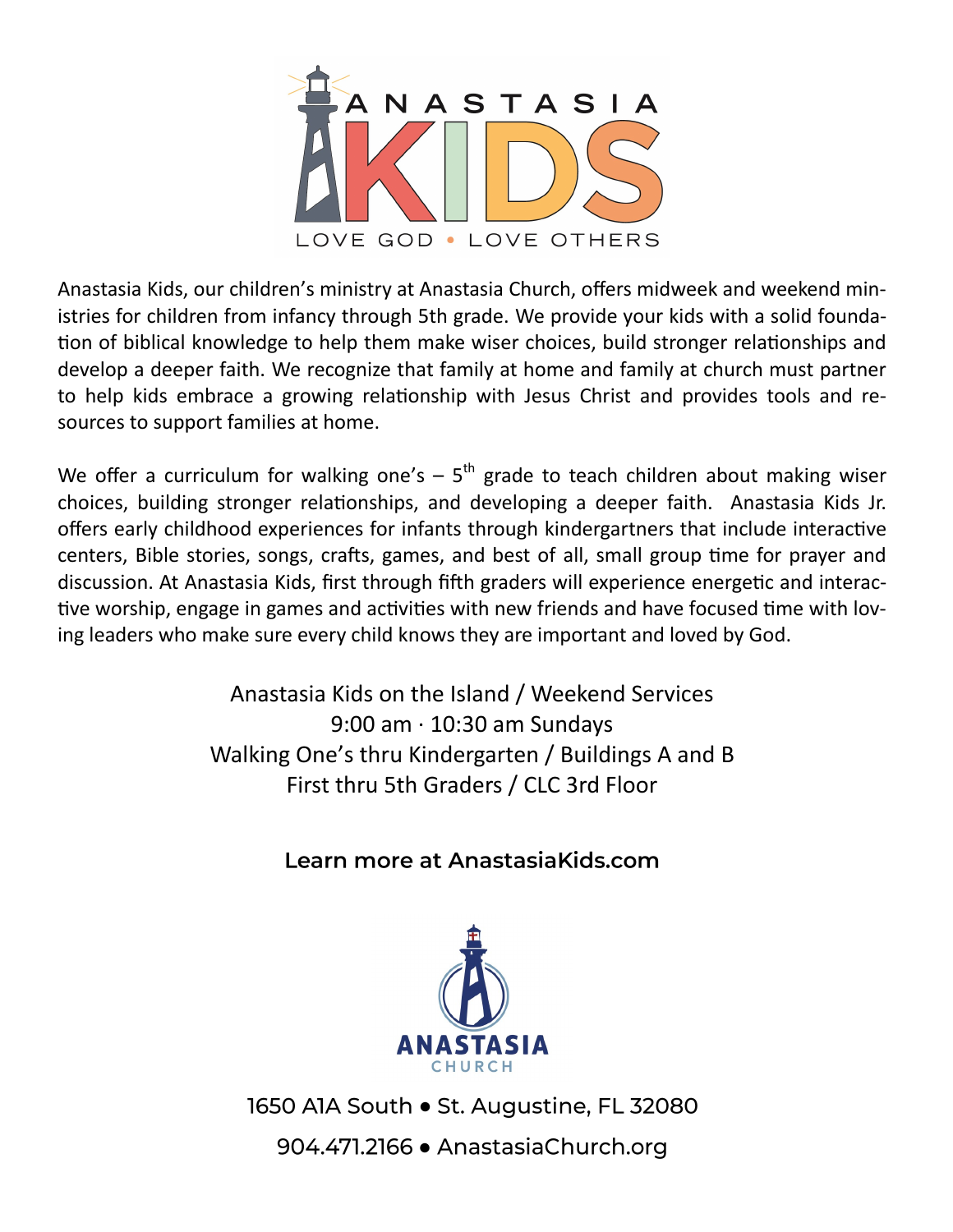# ANASTASIA KIDS

LOVE GOD • LOVE OTHERS

Anastasia Kids, our children's ministry at Anastasia Church, offers midweek and weekend ministries for children from infancy through 5th grade. We provide your kids with a solid foundation of biblical knowledge to help them make wiser choices, build stronger relationships and develop a deeper faith. We recognize that family at home and family at church must partner to help kids embrace a growing relationship with Jesus Christ and provides tools and resources to support families at home.

We offer a curriculum for walking one's – 5th grade to teach children about making wiser choices, building stronger relationships, and developing a deeper faith. Anastasia Kids Jr. offers early childhood experiences for infants through kindergartners that include interactive centers, Bible stories, songs, crafts, games, and best of all, small group time for prayer and discussion. At Anastasia Kids, first through fifth graders will experience energetic and interactive worship, engage in games and activities with new friends and have focused time with loving leaders who make sure every child knows they are important and loved by God.

Anastasia Kids on the Island / Weekend Services
9:00 am · 10:30 am Sundays
Walking One's thru Kindergarten / Buildings A and B
First thru 5th Graders / CLC 3rd Floor

**Learn more at AnastasiaKids.com**

ANASTASIA CHURCH

1650 A1A South • St. Augustine, FL 32080

904.471.2166 • AnastasiaChurch.org